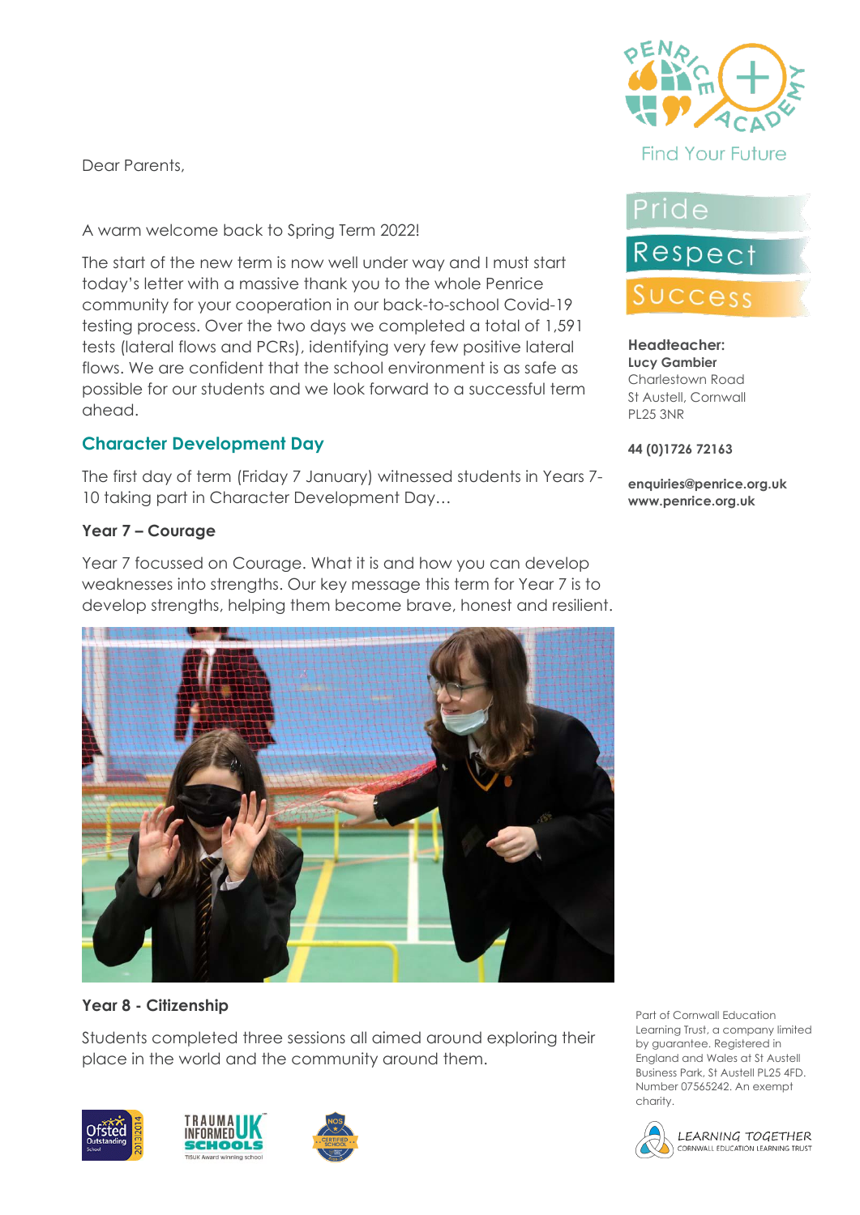Dear Parents,

A warm welcome back to Spring Term 2022!

The start of the new term is now well under way and I must start today's letter with a massive thank you to the whole Penrice community for your cooperation in our back-to-school Covid-19 testing process. Over the two days we completed a total of 1,591 tests (lateral flows and PCRs), identifying very few positive lateral flows. We are confident that the school environment is as safe as possible for our students and we look forward to a successful term ahead.

## Character Development Day

The first day of term (Friday 7 January) witnessed students in Years 7-10 taking part in Character Development Day…

### Year 7 – Courage

Year 7 focussed on Courage. What it is and how you can develop weaknesses into strengths. Our key message this term for Year 7 is to develop strengths, helping them become brave, honest and resilient.

### Year 8 - Citizenship

Students completed three sessions all aimed around exploring their place in the world and the community around them.

Find Your Future

Pride
Respect
Success

**Headteacher:**
**Lucy Gambier**
Charlestown Road
St Austell, Cornwall
PL25 3NR

**44 (0)1726 72163**

**enquiries@penrice.org.uk**
**www.penrice.org.uk**

Part of Cornwall Education Learning Trust, a company limited by guarantee. Registered in England and Wales at St Austell Business Park, St Austell PL25 4FD. Number 07565242. An exempt charity.

LEARNING TOGETHER
CORNWALL EDUCATION LEARNING TRUST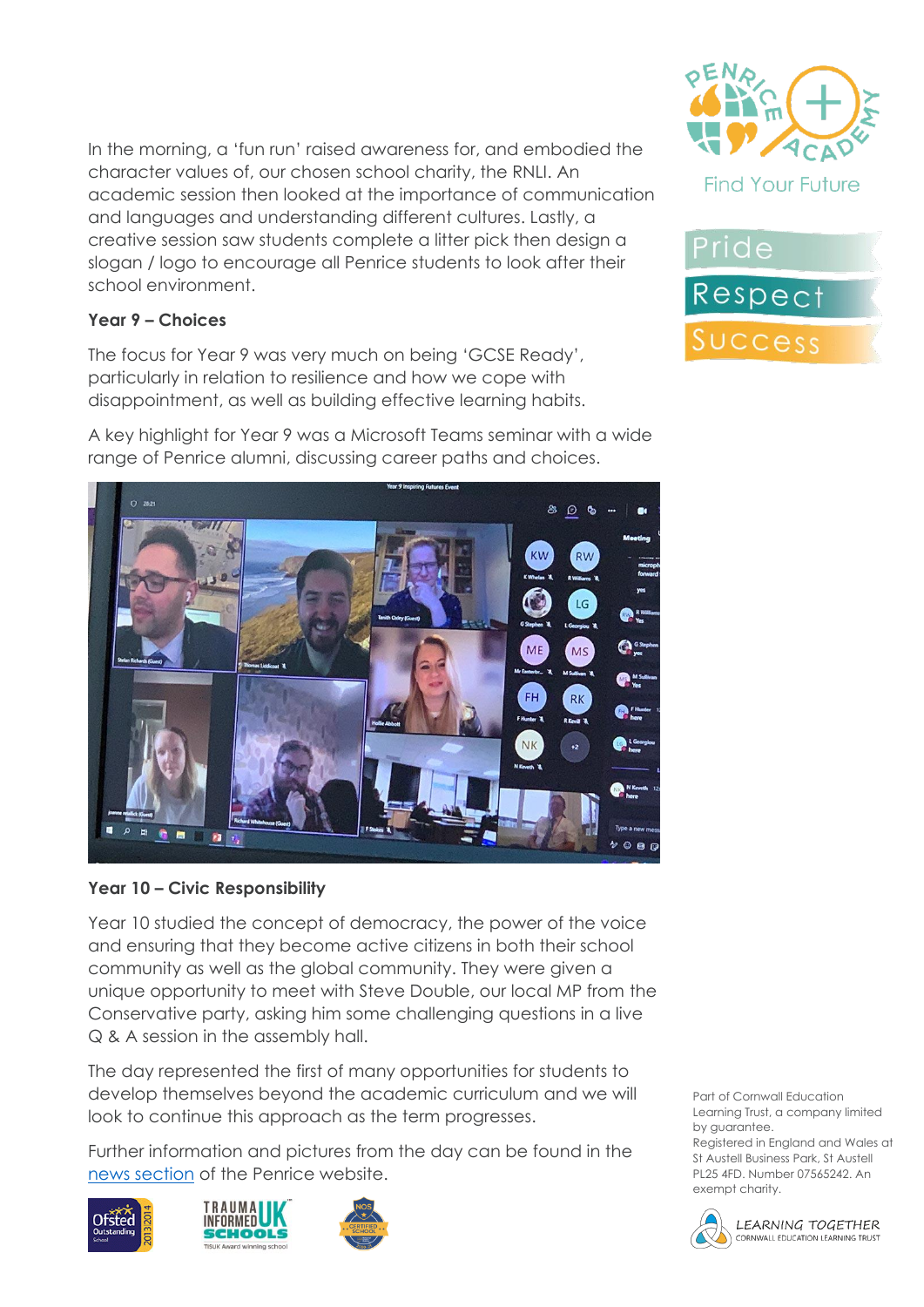In the morning, a 'fun run' raised awareness for, and embodied the character values of, our chosen school charity, the RNLI. An academic session then looked at the importance of communication and languages and understanding different cultures. Lastly, a creative session saw students complete a litter pick then design a slogan / logo to encourage all Penrice students to look after their school environment.

**Year 9 – Choices**

The focus for Year 9 was very much on being 'GCSE Ready', particularly in relation to resilience and how we cope with disappointment, as well as building effective learning habits.

A key highlight for Year 9 was a Microsoft Teams seminar with a wide range of Penrice alumni, discussing career paths and choices.

**Year 10 – Civic Responsibility**

Year 10 studied the concept of democracy, the power of the voice and ensuring that they become active citizens in both their school community as well as the global community. They were given a unique opportunity to meet with Steve Double, our local MP from the Conservative party, asking him some challenging questions in a live Q & A session in the assembly hall.

The day represented the first of many opportunities for students to develop themselves beyond the academic curriculum and we will look to continue this approach as the term progresses.

Further information and pictures from the day can be found in the news section of the Penrice website.

Part of Cornwall Education Learning Trust, a company limited by guarantee. Registered in England and Wales at St Austell Business Park, St Austell PL25 4FD. Number 07565242. An exempt charity.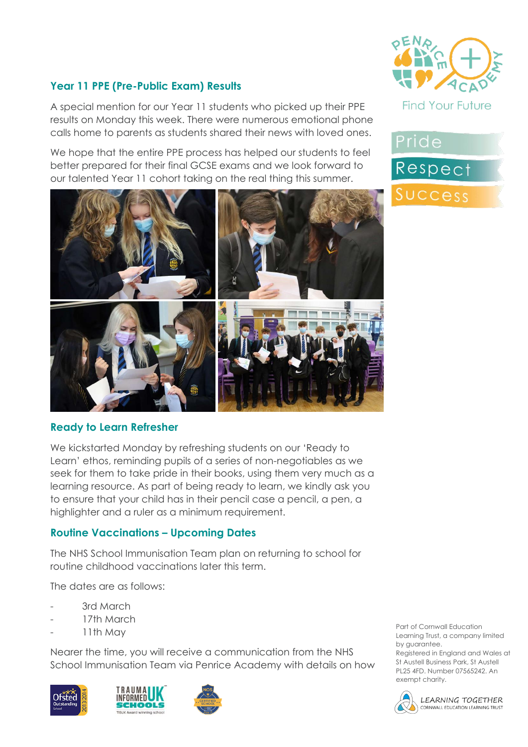## Year 11 PPE (Pre-Public Exam) Results

A special mention for our Year 11 students who picked up their PPE results on Monday this week. There were numerous emotional phone calls home to parents as students shared their news with loved ones.

We hope that the entire PPE process has helped our students to feel better prepared for their final GCSE exams and we look forward to our talented Year 11 cohort taking on the real thing this summer.

## Ready to Learn Refresher

We kickstarted Monday by refreshing students on our 'Ready to Learn' ethos, reminding pupils of a series of non-negotiables as we seek for them to take pride in their books, using them very much as a learning resource. As part of being ready to learn, we kindly ask you to ensure that your child has in their pencil case a pencil, a pen, a highlighter and a ruler as a minimum requirement.

## Routine Vaccinations – Upcoming Dates

The NHS School Immunisation Team plan on returning to school for routine childhood vaccinations later this term.

The dates are as follows:

- 3rd March
- 17th March
- 11th May

Nearer the time, you will receive a communication from the NHS School Immunisation Team via Penrice Academy with details on how

Part of Cornwall Education Learning Trust, a company limited by guarantee.
Registered in England and Wales at St Austell Business Park, St Austell PL25 4FD. Number 07565242. An exempt charity.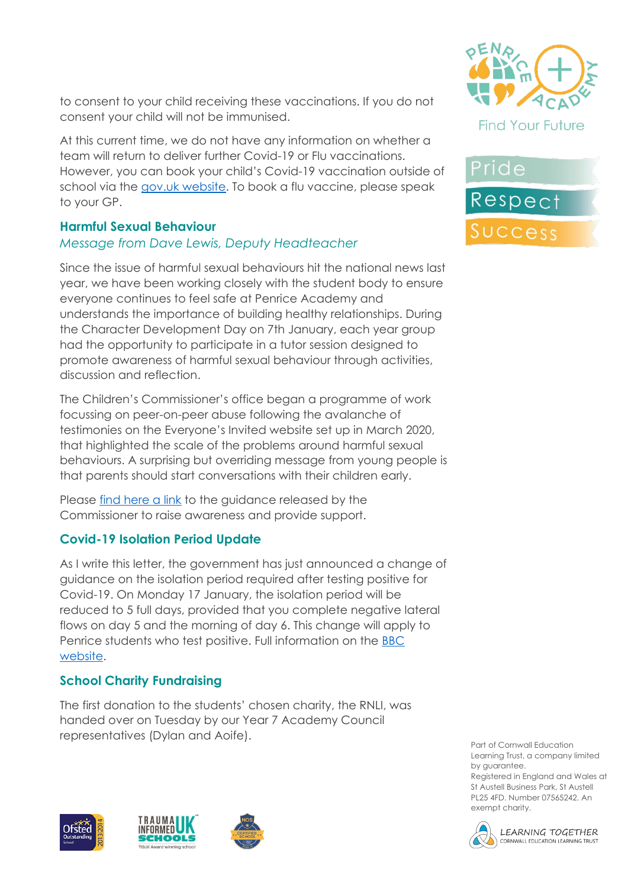to consent to your child receiving these vaccinations. If you do not consent your child will not be immunised.

At this current time, we do not have any information on whether a team will return to deliver further Covid-19 or Flu vaccinations. However, you can book your child's Covid-19 vaccination outside of school via the gov.uk website. To book a flu vaccine, please speak to your GP.

## Harmful Sexual Behaviour

*Message from Dave Lewis, Deputy Headteacher*

Since the issue of harmful sexual behaviours hit the national news last year, we have been working closely with the student body to ensure everyone continues to feel safe at Penrice Academy and understands the importance of building healthy relationships. During the Character Development Day on 7th January, each year group had the opportunity to participate in a tutor session designed to promote awareness of harmful sexual behaviour through activities, discussion and reflection.

The Children's Commissioner's office began a programme of work focussing on peer-on-peer abuse following the avalanche of testimonies on the Everyone's Invited website set up in March 2020, that highlighted the scale of the problems around harmful sexual behaviours. A surprising but overriding message from young people is that parents should start conversations with their children early.

Please find here a link to the guidance released by the Commissioner to raise awareness and provide support.

## Covid-19 Isolation Period Update

As I write this letter, the government has just announced a change of guidance on the isolation period required after testing positive for Covid-19. On Monday 17 January, the isolation period will be reduced to 5 full days, provided that you complete negative lateral flows on day 5 and the morning of day 6. This change will apply to Penrice students who test positive. Full information on the BBC website.

## School Charity Fundraising

The first donation to the students' chosen charity, the RNLI, was handed over on Tuesday by our Year 7 Academy Council representatives (Dylan and Aoife).

Part of Cornwall Education Learning Trust, a company limited by guarantee. Registered in England and Wales at St Austell Business Park, St Austell PL25 4FD. Number 07565242. An exempt charity.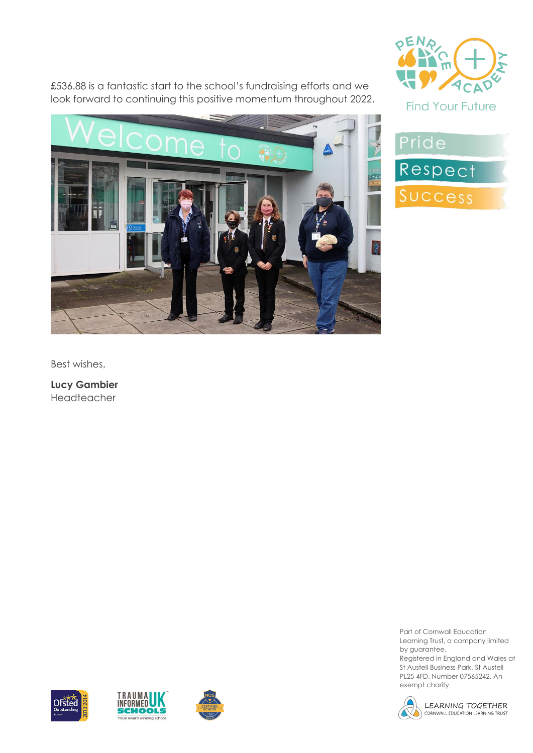£536.88 is a fantastic start to the school's fundraising efforts and we look forward to continuing this positive momentum throughout 2022.

Best wishes,

**Lucy Gambier**
Headteacher

Find Your Future

Pride

Respect

Success

Part of Cornwall Education Learning Trust, a company limited by guarantee.
Registered in England and Wales at St Austell Business Park, St Austell PL25 4FD. Number 07565242. An exempt charity.

LEARNING TOGETHER
CORNWALL EDUCATION LEARNING TRUST